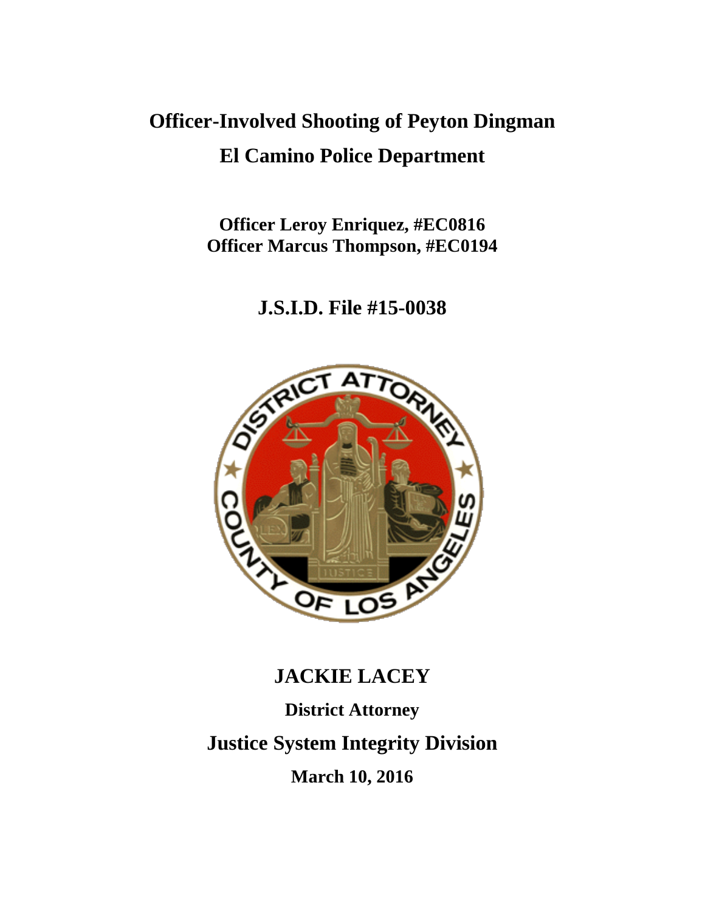# Officer-Involved Shooting of Peyton Dingman

## El Camino Police Department

**Officer Leroy Enriquez, #EC0816**
**Officer Marcus Thompson, #EC0194**

## J.S.I.D. File #15-0038

## JACKIE LACEY

**District Attorney**

## Justice System Integrity Division

**March 10, 2016**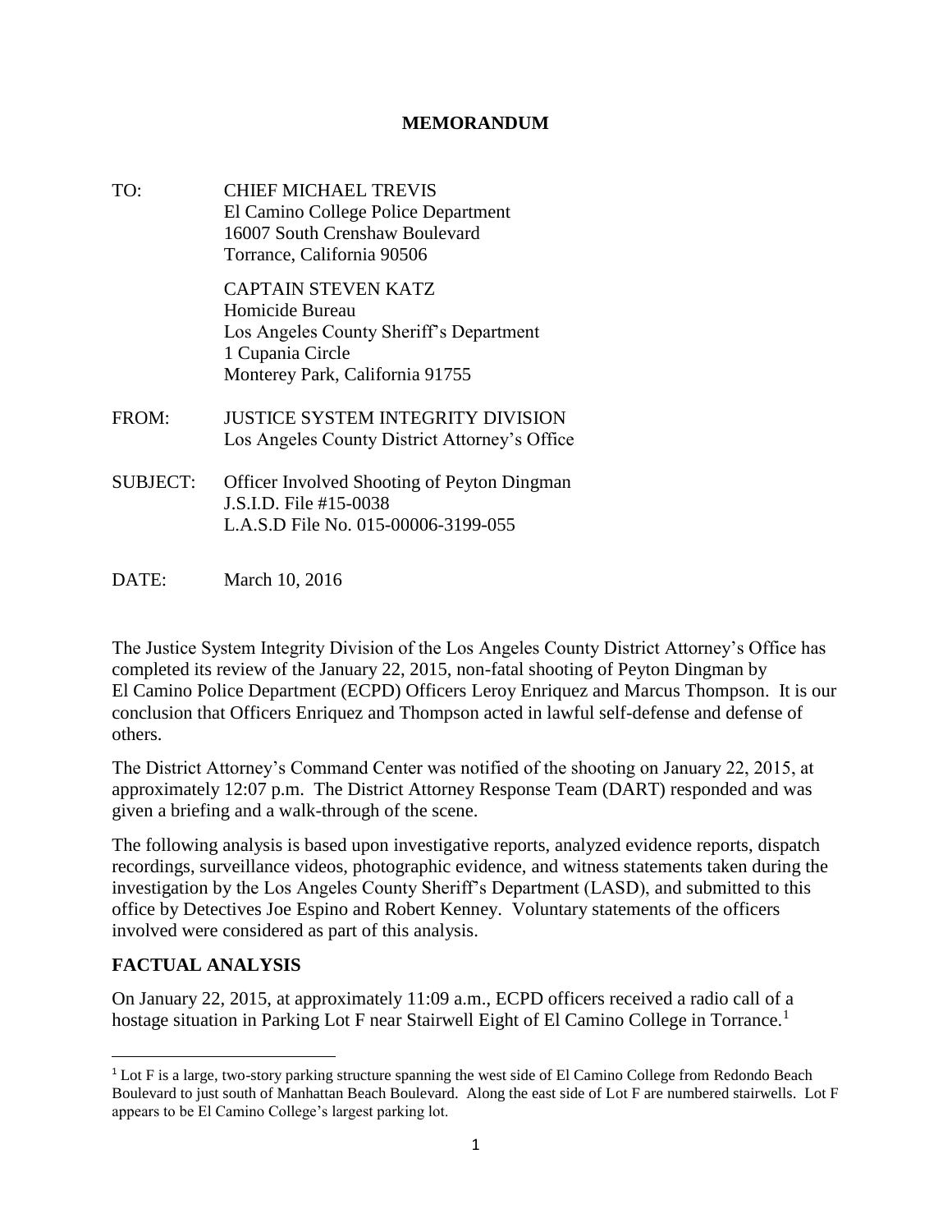**MEMORANDUM**

TO: CHIEF MICHAEL TREVIS
El Camino College Police Department
16007 South Crenshaw Boulevard
Torrance, California 90506

CAPTAIN STEVEN KATZ
Homicide Bureau
Los Angeles County Sheriff's Department
1 Cupania Circle
Monterey Park, California 91755

FROM: JUSTICE SYSTEM INTEGRITY DIVISION
Los Angeles County District Attorney's Office

SUBJECT: Officer Involved Shooting of Peyton Dingman
J.S.I.D. File #15-0038
L.A.S.D File No. 015-00006-3199-055

DATE: March 10, 2016

The Justice System Integrity Division of the Los Angeles County District Attorney's Office has completed its review of the January 22, 2015, non-fatal shooting of Peyton Dingman by El Camino Police Department (ECPD) Officers Leroy Enriquez and Marcus Thompson. It is our conclusion that Officers Enriquez and Thompson acted in lawful self-defense and defense of others.

The District Attorney's Command Center was notified of the shooting on January 22, 2015, at approximately 12:07 p.m. The District Attorney Response Team (DART) responded and was given a briefing and a walk-through of the scene.

The following analysis is based upon investigative reports, analyzed evidence reports, dispatch recordings, surveillance videos, photographic evidence, and witness statements taken during the investigation by the Los Angeles County Sheriff's Department (LASD), and submitted to this office by Detectives Joe Espino and Robert Kenney. Voluntary statements of the officers involved were considered as part of this analysis.

## FACTUAL ANALYSIS

On January 22, 2015, at approximately 11:09 a.m., ECPD officers received a radio call of a hostage situation in Parking Lot F near Stairwell Eight of El Camino College in Torrance.[1]

[1] Lot F is a large, two-story parking structure spanning the west side of El Camino College from Redondo Beach Boulevard to just south of Manhattan Beach Boulevard. Along the east side of Lot F are numbered stairwells. Lot F appears to be El Camino College's largest parking lot.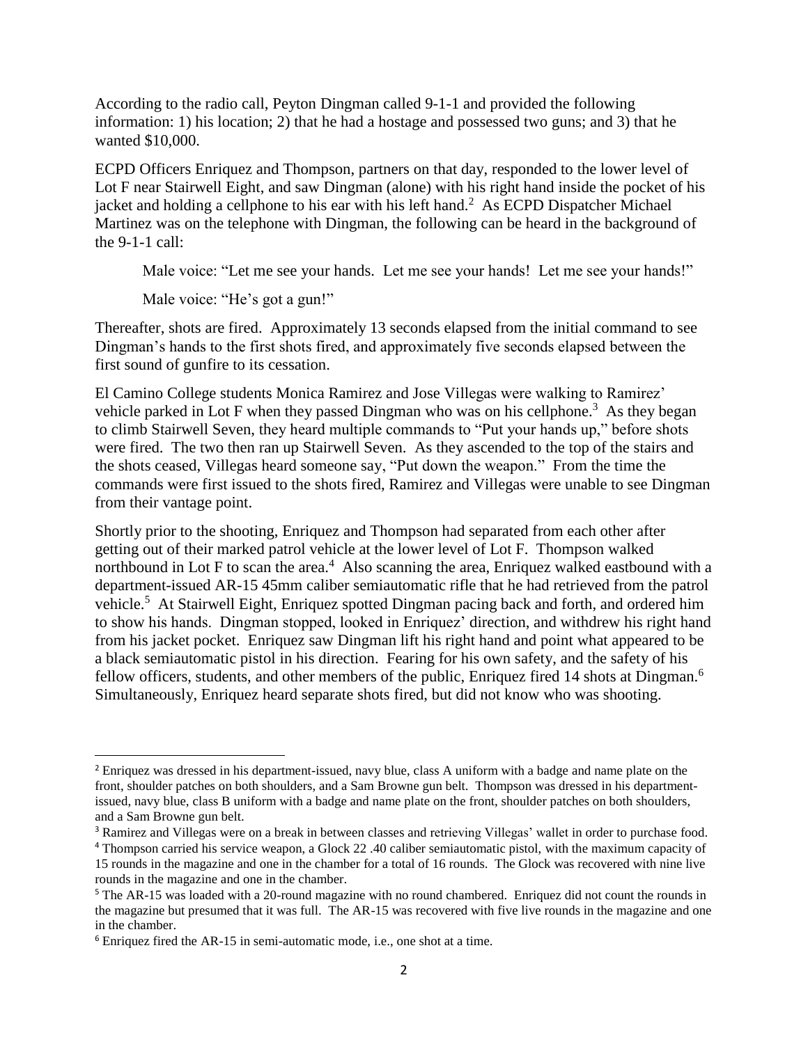According to the radio call, Peyton Dingman called 9-1-1 and provided the following information: 1) his location; 2) that he had a hostage and possessed two guns; and 3) that he wanted $10,000.

ECPD Officers Enriquez and Thompson, partners on that day, responded to the lower level of Lot F near Stairwell Eight, and saw Dingman (alone) with his right hand inside the pocket of his jacket and holding a cellphone to his ear with his left hand.[2] As ECPD Dispatcher Michael Martinez was on the telephone with Dingman, the following can be heard in the background of the 9-1-1 call:

> Male voice: "Let me see your hands. Let me see your hands! Let me see your hands!"
>
> Male voice: "He's got a gun!"

Thereafter, shots are fired. Approximately 13 seconds elapsed from the initial command to see Dingman's hands to the first shots fired, and approximately five seconds elapsed between the first sound of gunfire to its cessation.

El Camino College students Monica Ramirez and Jose Villegas were walking to Ramirez' vehicle parked in Lot F when they passed Dingman who was on his cellphone.[3] As they began to climb Stairwell Seven, they heard multiple commands to "Put your hands up," before shots were fired. The two then ran up Stairwell Seven. As they ascended to the top of the stairs and the shots ceased, Villegas heard someone say, "Put down the weapon." From the time the commands were first issued to the shots fired, Ramirez and Villegas were unable to see Dingman from their vantage point.

Shortly prior to the shooting, Enriquez and Thompson had separated from each other after getting out of their marked patrol vehicle at the lower level of Lot F. Thompson walked northbound in Lot F to scan the area.[4] Also scanning the area, Enriquez walked eastbound with a department-issued AR-15 45mm caliber semiautomatic rifle that he had retrieved from the patrol vehicle.[5] At Stairwell Eight, Enriquez spotted Dingman pacing back and forth, and ordered him to show his hands. Dingman stopped, looked in Enriquez' direction, and withdrew his right hand from his jacket pocket. Enriquez saw Dingman lift his right hand and point what appeared to be a black semiautomatic pistol in his direction. Fearing for his own safety, and the safety of his fellow officers, students, and other members of the public, Enriquez fired 14 shots at Dingman.[6] Simultaneously, Enriquez heard separate shots fired, but did not know who was shooting.

---

[2] Enriquez was dressed in his department-issued, navy blue, class A uniform with a badge and name plate on the front, shoulder patches on both shoulders, and a Sam Browne gun belt. Thompson was dressed in his department-issued, navy blue, class B uniform with a badge and name plate on the front, shoulder patches on both shoulders, and a Sam Browne gun belt.

[3] Ramirez and Villegas were on a break in between classes and retrieving Villegas' wallet in order to purchase food.

[4] Thompson carried his service weapon, a Glock 22 .40 caliber semiautomatic pistol, with the maximum capacity of 15 rounds in the magazine and one in the chamber for a total of 16 rounds. The Glock was recovered with nine live rounds in the magazine and one in the chamber.

[5] The AR-15 was loaded with a 20-round magazine with no round chambered. Enriquez did not count the rounds in the magazine but presumed that it was full. The AR-15 was recovered with five live rounds in the magazine and one in the chamber.

[6] Enriquez fired the AR-15 in semi-automatic mode, i.e., one shot at a time.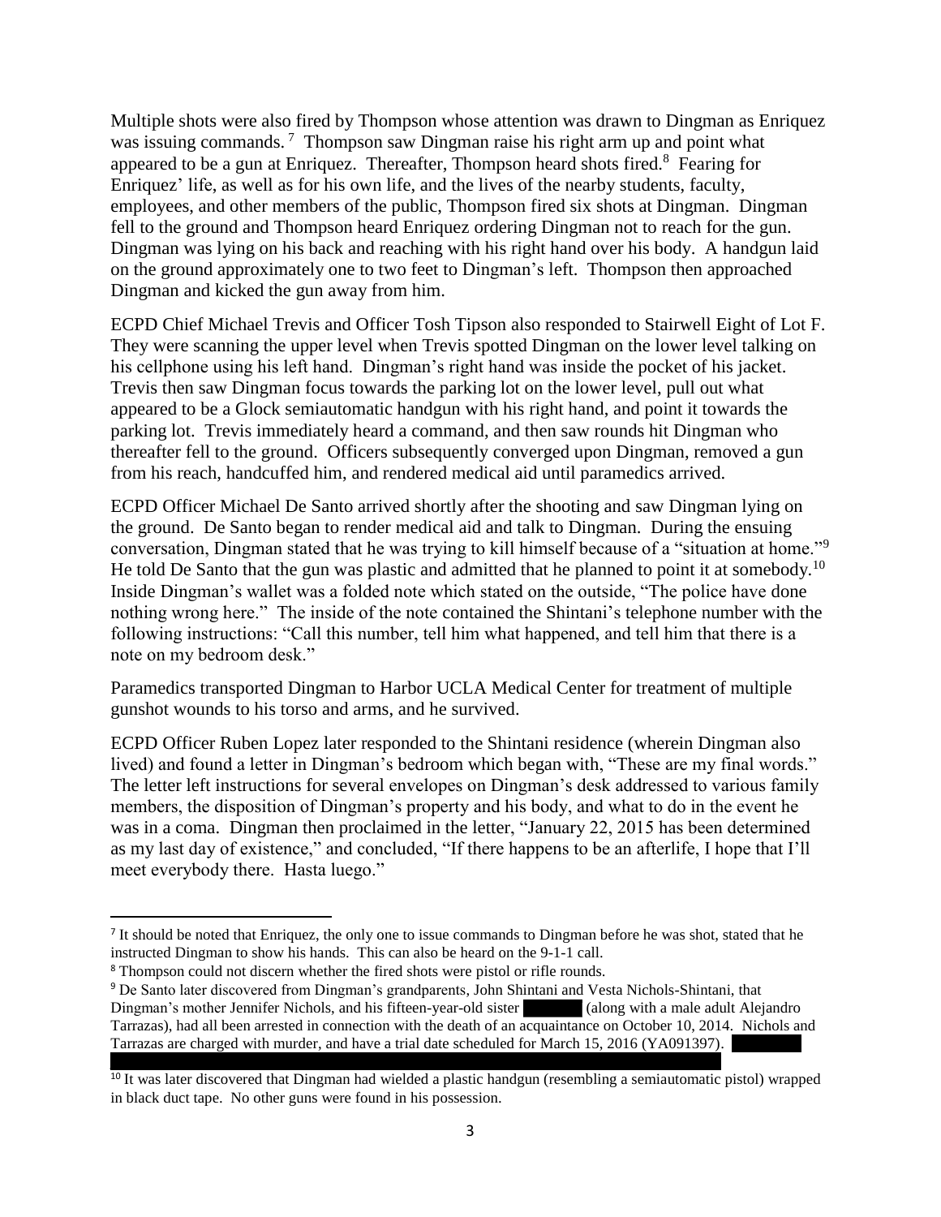Multiple shots were also fired by Thompson whose attention was drawn to Dingman as Enriquez was issuing commands. [7] Thompson saw Dingman raise his right arm up and point what appeared to be a gun at Enriquez. Thereafter, Thompson heard shots fired.[8] Fearing for Enriquez' life, as well as for his own life, and the lives of the nearby students, faculty, employees, and other members of the public, Thompson fired six shots at Dingman. Dingman fell to the ground and Thompson heard Enriquez ordering Dingman not to reach for the gun. Dingman was lying on his back and reaching with his right hand over his body. A handgun laid on the ground approximately one to two feet to Dingman's left. Thompson then approached Dingman and kicked the gun away from him.

ECPD Chief Michael Trevis and Officer Tosh Tipson also responded to Stairwell Eight of Lot F. They were scanning the upper level when Trevis spotted Dingman on the lower level talking on his cellphone using his left hand. Dingman's right hand was inside the pocket of his jacket. Trevis then saw Dingman focus towards the parking lot on the lower level, pull out what appeared to be a Glock semiautomatic handgun with his right hand, and point it towards the parking lot. Trevis immediately heard a command, and then saw rounds hit Dingman who thereafter fell to the ground. Officers subsequently converged upon Dingman, removed a gun from his reach, handcuffed him, and rendered medical aid until paramedics arrived.

ECPD Officer Michael De Santo arrived shortly after the shooting and saw Dingman lying on the ground. De Santo began to render medical aid and talk to Dingman. During the ensuing conversation, Dingman stated that he was trying to kill himself because of a "situation at home."[9] He told De Santo that the gun was plastic and admitted that he planned to point it at somebody.[10] Inside Dingman's wallet was a folded note which stated on the outside, "The police have done nothing wrong here." The inside of the note contained the Shintani's telephone number with the following instructions: "Call this number, tell him what happened, and tell him that there is a note on my bedroom desk."

Paramedics transported Dingman to Harbor UCLA Medical Center for treatment of multiple gunshot wounds to his torso and arms, and he survived.

ECPD Officer Ruben Lopez later responded to the Shintani residence (wherein Dingman also lived) and found a letter in Dingman's bedroom which began with, "These are my final words." The letter left instructions for several envelopes on Dingman's desk addressed to various family members, the disposition of Dingman's property and his body, and what to do in the event he was in a coma. Dingman then proclaimed in the letter, "January 22, 2015 has been determined as my last day of existence," and concluded, "If there happens to be an afterlife, I hope that I'll meet everybody there. Hasta luego."

---

[7] It should be noted that Enriquez, the only one to issue commands to Dingman before he was shot, stated that he instructed Dingman to show his hands. This can also be heard on the 9-1-1 call.

[8] Thompson could not discern whether the fired shots were pistol or rifle rounds.

[9] De Santo later discovered from Dingman's grandparents, John Shintani and Vesta Nichols-Shintani, that Dingman's mother Jennifer Nichols, and his fifteen-year-old sister [REDACTED] (along with a male adult Alejandro Tarrazas), had all been arrested in connection with the death of an acquaintance on October 10, 2014. Nichols and Tarrazas are charged with murder, and have a trial date scheduled for March 15, 2016 (YA091397). [REDACTED]

[10] It was later discovered that Dingman had wielded a plastic handgun (resembling a semiautomatic pistol) wrapped in black duct tape. No other guns were found in his possession.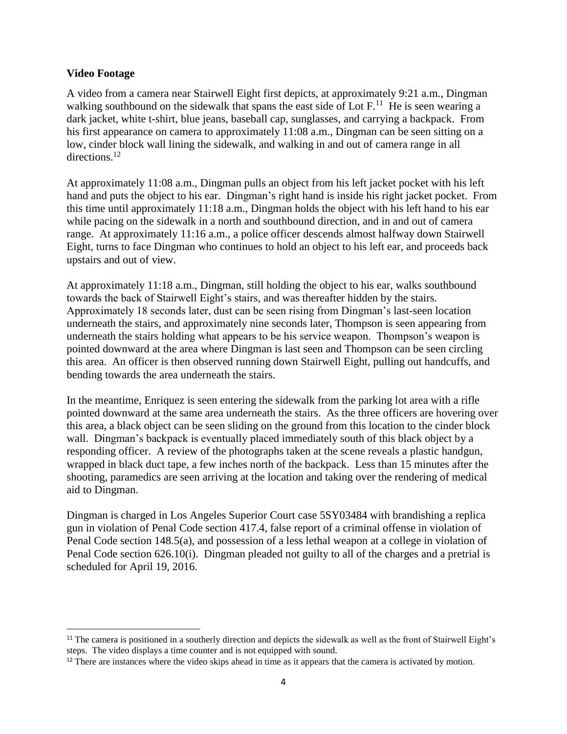**Video Footage**

A video from a camera near Stairwell Eight first depicts, at approximately 9:21 a.m., Dingman walking southbound on the sidewalk that spans the east side of Lot F.[11] He is seen wearing a dark jacket, white t-shirt, blue jeans, baseball cap, sunglasses, and carrying a backpack. From his first appearance on camera to approximately 11:08 a.m., Dingman can be seen sitting on a low, cinder block wall lining the sidewalk, and walking in and out of camera range in all directions.[12]

At approximately 11:08 a.m., Dingman pulls an object from his left jacket pocket with his left hand and puts the object to his ear. Dingman's right hand is inside his right jacket pocket. From this time until approximately 11:18 a.m., Dingman holds the object with his left hand to his ear while pacing on the sidewalk in a north and southbound direction, and in and out of camera range. At approximately 11:16 a.m., a police officer descends almost halfway down Stairwell Eight, turns to face Dingman who continues to hold an object to his left ear, and proceeds back upstairs and out of view.

At approximately 11:18 a.m., Dingman, still holding the object to his ear, walks southbound towards the back of Stairwell Eight's stairs, and was thereafter hidden by the stairs. Approximately 18 seconds later, dust can be seen rising from Dingman's last-seen location underneath the stairs, and approximately nine seconds later, Thompson is seen appearing from underneath the stairs holding what appears to be his service weapon. Thompson's weapon is pointed downward at the area where Dingman is last seen and Thompson can be seen circling this area. An officer is then observed running down Stairwell Eight, pulling out handcuffs, and bending towards the area underneath the stairs.

In the meantime, Enriquez is seen entering the sidewalk from the parking lot area with a rifle pointed downward at the same area underneath the stairs. As the three officers are hovering over this area, a black object can be seen sliding on the ground from this location to the cinder block wall. Dingman's backpack is eventually placed immediately south of this black object by a responding officer. A review of the photographs taken at the scene reveals a plastic handgun, wrapped in black duct tape, a few inches north of the backpack. Less than 15 minutes after the shooting, paramedics are seen arriving at the location and taking over the rendering of medical aid to Dingman.

Dingman is charged in Los Angeles Superior Court case 5SY03484 with brandishing a replica gun in violation of Penal Code section 417.4, false report of a criminal offense in violation of Penal Code section 148.5(a), and possession of a less lethal weapon at a college in violation of Penal Code section 626.10(i). Dingman pleaded not guilty to all of the charges and a pretrial is scheduled for April 19, 2016.

---

[11] The camera is positioned in a southerly direction and depicts the sidewalk as well as the front of Stairwell Eight's steps. The video displays a time counter and is not equipped with sound.

[12] There are instances where the video skips ahead in time as it appears that the camera is activated by motion.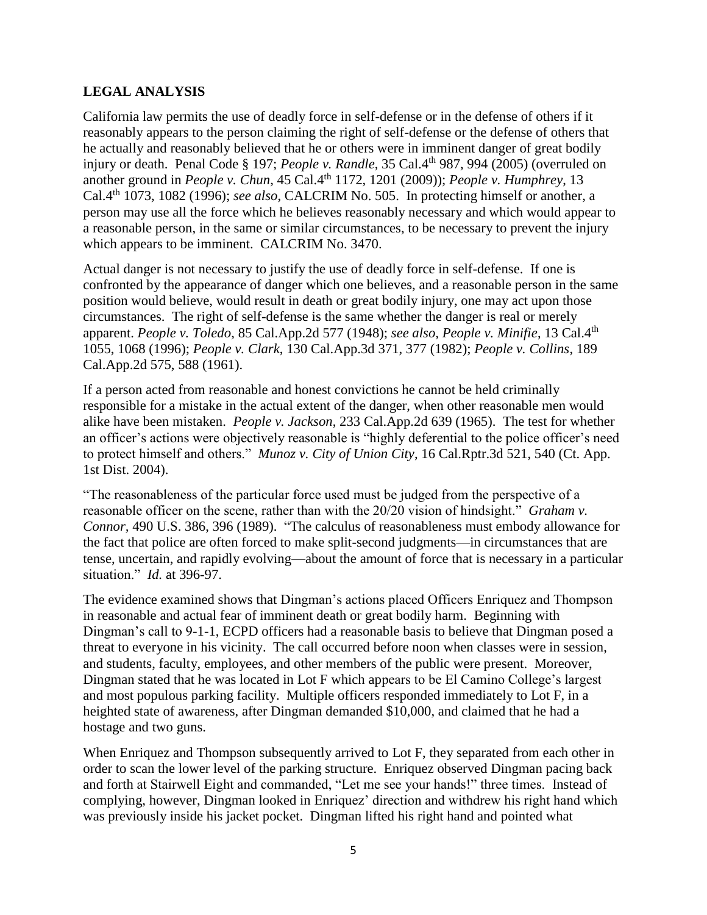## LEGAL ANALYSIS

California law permits the use of deadly force in self-defense or in the defense of others if it reasonably appears to the person claiming the right of self-defense or the defense of others that he actually and reasonably believed that he or others were in imminent danger of great bodily injury or death. Penal Code § 197; *People v. Randle*, 35 Cal.4th 987, 994 (2005) (overruled on another ground in *People v. Chun*, 45 Cal.4th 1172, 1201 (2009)); *People v. Humphrey*, 13 Cal.4th 1073, 1082 (1996); *see also*, CALCRIM No. 505. In protecting himself or another, a person may use all the force which he believes reasonably necessary and which would appear to a reasonable person, in the same or similar circumstances, to be necessary to prevent the injury which appears to be imminent. CALCRIM No. 3470.

Actual danger is not necessary to justify the use of deadly force in self-defense. If one is confronted by the appearance of danger which one believes, and a reasonable person in the same position would believe, would result in death or great bodily injury, one may act upon those circumstances. The right of self-defense is the same whether the danger is real or merely apparent. *People v. Toledo*, 85 Cal.App.2d 577 (1948); *see also, People v. Minifie*, 13 Cal.4th 1055, 1068 (1996); *People v. Clark*, 130 Cal.App.3d 371, 377 (1982); *People v. Collins*, 189 Cal.App.2d 575, 588 (1961).

If a person acted from reasonable and honest convictions he cannot be held criminally responsible for a mistake in the actual extent of the danger, when other reasonable men would alike have been mistaken. *People v. Jackson*, 233 Cal.App.2d 639 (1965). The test for whether an officer's actions were objectively reasonable is "highly deferential to the police officer's need to protect himself and others." *Munoz v. City of Union City*, 16 Cal.Rptr.3d 521, 540 (Ct. App. 1st Dist. 2004).

"The reasonableness of the particular force used must be judged from the perspective of a reasonable officer on the scene, rather than with the 20/20 vision of hindsight." *Graham v. Connor*, 490 U.S. 386, 396 (1989). "The calculus of reasonableness must embody allowance for the fact that police are often forced to make split-second judgments—in circumstances that are tense, uncertain, and rapidly evolving—about the amount of force that is necessary in a particular situation." *Id.* at 396-97.

The evidence examined shows that Dingman's actions placed Officers Enriquez and Thompson in reasonable and actual fear of imminent death or great bodily harm. Beginning with Dingman's call to 9-1-1, ECPD officers had a reasonable basis to believe that Dingman posed a threat to everyone in his vicinity. The call occurred before noon when classes were in session, and students, faculty, employees, and other members of the public were present. Moreover, Dingman stated that he was located in Lot F which appears to be El Camino College's largest and most populous parking facility. Multiple officers responded immediately to Lot F, in a heighted state of awareness, after Dingman demanded $10,000, and claimed that he had a hostage and two guns.

When Enriquez and Thompson subsequently arrived to Lot F, they separated from each other in order to scan the lower level of the parking structure. Enriquez observed Dingman pacing back and forth at Stairwell Eight and commanded, "Let me see your hands!" three times. Instead of complying, however, Dingman looked in Enriquez' direction and withdrew his right hand which was previously inside his jacket pocket. Dingman lifted his right hand and pointed what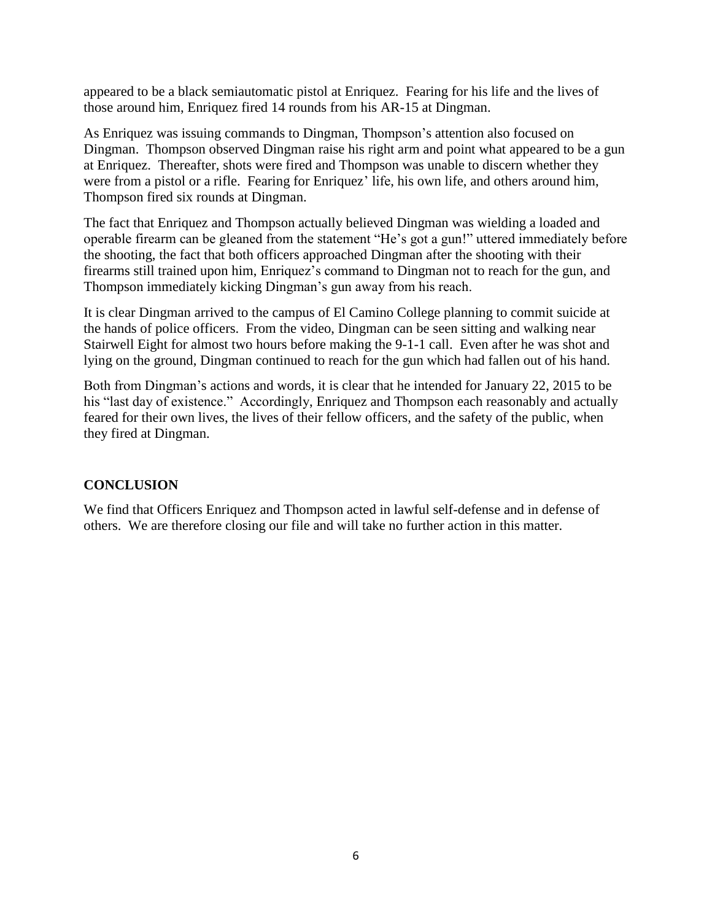appeared to be a black semiautomatic pistol at Enriquez. Fearing for his life and the lives of those around him, Enriquez fired 14 rounds from his AR-15 at Dingman.

As Enriquez was issuing commands to Dingman, Thompson's attention also focused on Dingman. Thompson observed Dingman raise his right arm and point what appeared to be a gun at Enriquez. Thereafter, shots were fired and Thompson was unable to discern whether they were from a pistol or a rifle. Fearing for Enriquez' life, his own life, and others around him, Thompson fired six rounds at Dingman.

The fact that Enriquez and Thompson actually believed Dingman was wielding a loaded and operable firearm can be gleaned from the statement "He's got a gun!" uttered immediately before the shooting, the fact that both officers approached Dingman after the shooting with their firearms still trained upon him, Enriquez's command to Dingman not to reach for the gun, and Thompson immediately kicking Dingman's gun away from his reach.

It is clear Dingman arrived to the campus of El Camino College planning to commit suicide at the hands of police officers. From the video, Dingman can be seen sitting and walking near Stairwell Eight for almost two hours before making the 9-1-1 call. Even after he was shot and lying on the ground, Dingman continued to reach for the gun which had fallen out of his hand.

Both from Dingman's actions and words, it is clear that he intended for January 22, 2015 to be his "last day of existence." Accordingly, Enriquez and Thompson each reasonably and actually feared for their own lives, the lives of their fellow officers, and the safety of the public, when they fired at Dingman.

## CONCLUSION

We find that Officers Enriquez and Thompson acted in lawful self-defense and in defense of others. We are therefore closing our file and will take no further action in this matter.